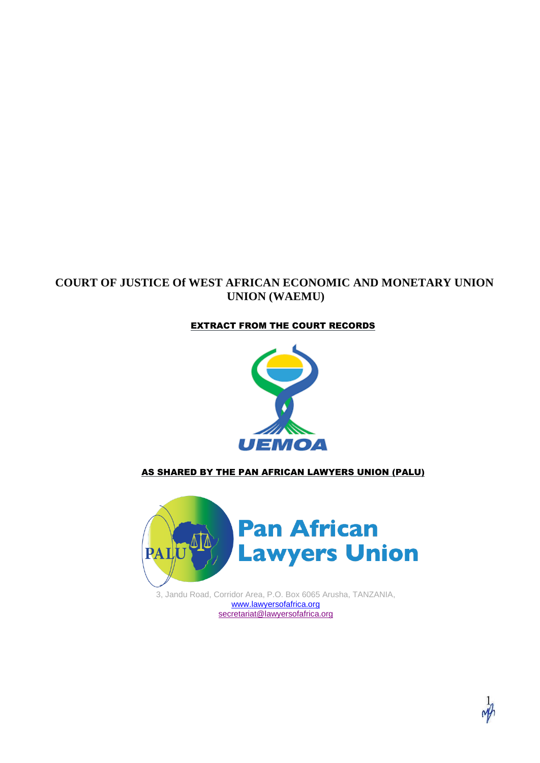# COURT OF JUSTICE Of WEST AFRICAN ECONOMIC AND MONETARY UNION UNION (WAEMU)

**EXTRACT FROM THE COURT RECORDS**

UEMOA

**AS SHARED BY THE PAN AFRICAN LAWYERS UNION (PALU)**

PALU

Pan African Lawyers Union

3, Jandu Road, Corridor Area, P.O. Box 6065 Arusha, TANZANIA,
www.lawyersofafrica.org
secretariat@lawyersofafrica.org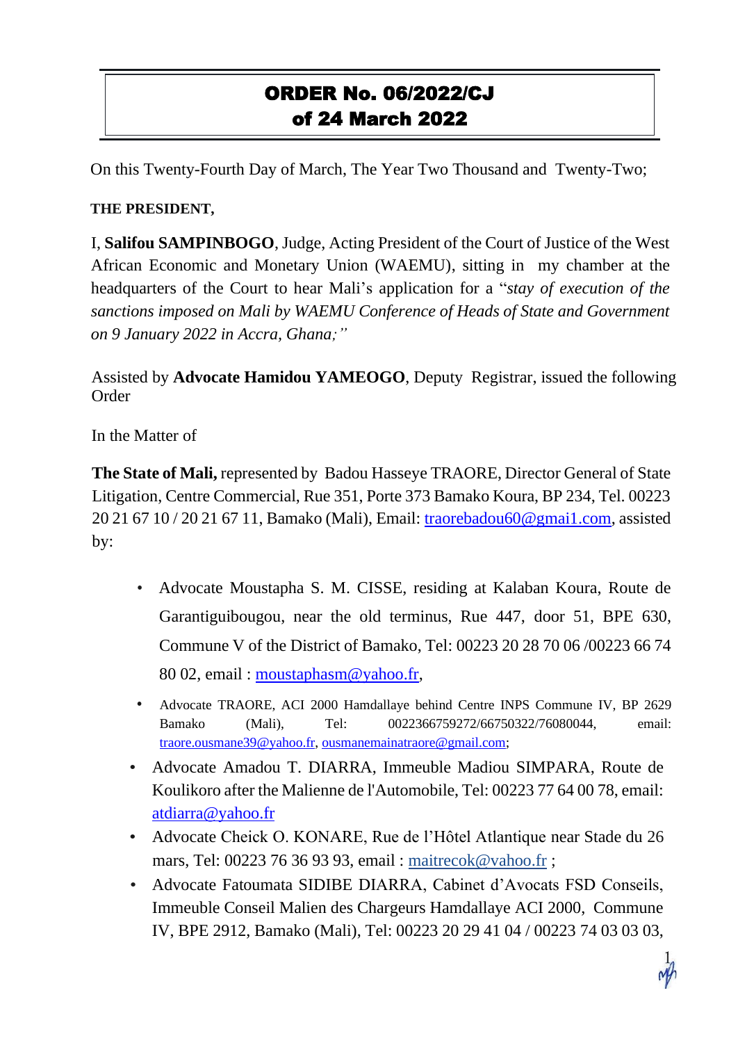# ORDER No. 06/2022/CJ
# of 24 March 2022

On this Twenty-Fourth Day of March, The Year Two Thousand and Twenty-Two;

**THE PRESIDENT,**

I, **Salifou SAMPINBOGO**, Judge, Acting President of the Court of Justice of the West African Economic and Monetary Union (WAEMU), sitting in my chamber at the headquarters of the Court to hear Mali's application for a "*stay of execution of the sanctions imposed on Mali by WAEMU Conference of Heads of State and Government on 9 January 2022 in Accra, Ghana;*"

Assisted by **Advocate Hamidou YAMEOGO**, Deputy Registrar, issued the following Order

In the Matter of

**The State of Mali,** represented by Badou Hasseye TRAORE, Director General of State Litigation, Centre Commercial, Rue 351, Porte 373 Bamako Koura, BP 234, Tel. 00223 20 21 67 10 / 20 21 67 11, Bamako (Mali), Email: traorebadou60@gmai1.com, assisted by:

- Advocate Moustapha S. M. CISSE, residing at Kalaban Koura, Route de Garantiguibougou, near the old terminus, Rue 447, door 51, BPE 630, Commune V of the District of Bamako, Tel: 00223 20 28 70 06 /00223 66 74 80 02, email : moustaphasm@yahoo.fr,
- Advocate TRAORE, ACI 2000 Hamdallaye behind Centre INPS Commune IV, BP 2629 Bamako (Mali), Tel: 0022366759272/66750322/76080044, email: traore.ousmane39@yahoo.fr, ousmanemainatraore@gmail.com;
- Advocate Amadou T. DIARRA, Immeuble Madiou SIMPARA, Route de Koulikoro after the Malienne de l'Automobile, Tel: 00223 77 64 00 78, email: atdiarra@yahoo.fr
- Advocate Cheick O. KONARE, Rue de l'Hôtel Atlantique near Stade du 26 mars, Tel: 00223 76 36 93 93, email : maitrecok@vahoo.fr ;
- Advocate Fatoumata SIDIBE DIARRA, Cabinet d'Avocats FSD Conseils, Immeuble Conseil Malien des Chargeurs Hamdallaye ACI 2000, Commune IV, BPE 2912, Bamako (Mali), Tel: 00223 20 29 41 04 / 00223 74 03 03 03,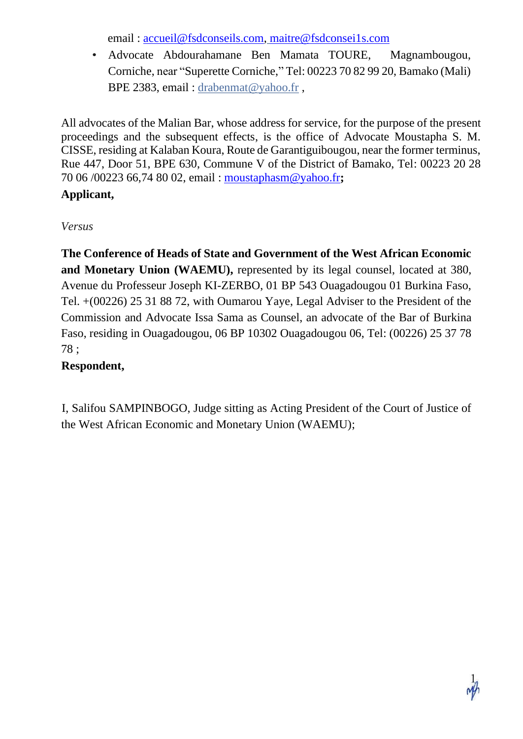email : accueil@fsdconseils.com, maitre@fsdconsei1s.com

- Advocate Abdourahamane Ben Mamata TOURE, Magnambougou, Corniche, near "Superette Corniche," Tel: 00223 70 82 99 20, Bamako (Mali) BPE 2383, email : drabenmat@yahoo.fr ,

All advocates of the Malian Bar, whose address for service, for the purpose of the present proceedings and the subsequent effects, is the office of Advocate Moustapha S. M. CISSE, residing at Kalaban Koura, Route de Garantiguibougou, near the former terminus, Rue 447, Door 51, BPE 630, Commune V of the District of Bamako, Tel: 00223 20 28 70 06 /00223 66,74 80 02, email : moustaphasm@yahoo.fr**;**

**Applicant,**

*Versus*

**The Conference of Heads of State and Government of the West African Economic and Monetary Union (WAEMU),** represented by its legal counsel, located at 380, Avenue du Professeur Joseph KI-ZERBO, 01 BP 543 Ouagadougou 01 Burkina Faso, Tel. +(00226) 25 31 88 72, with Oumarou Yaye, Legal Adviser to the President of the Commission and Advocate Issa Sama as Counsel, an advocate of the Bar of Burkina Faso, residing in Ouagadougou, 06 BP 10302 Ouagadougou 06, Tel: (00226) 25 37 78 78 ;

**Respondent,**

I, Salifou SAMPINBOGO, Judge sitting as Acting President of the Court of Justice of the West African Economic and Monetary Union (WAEMU);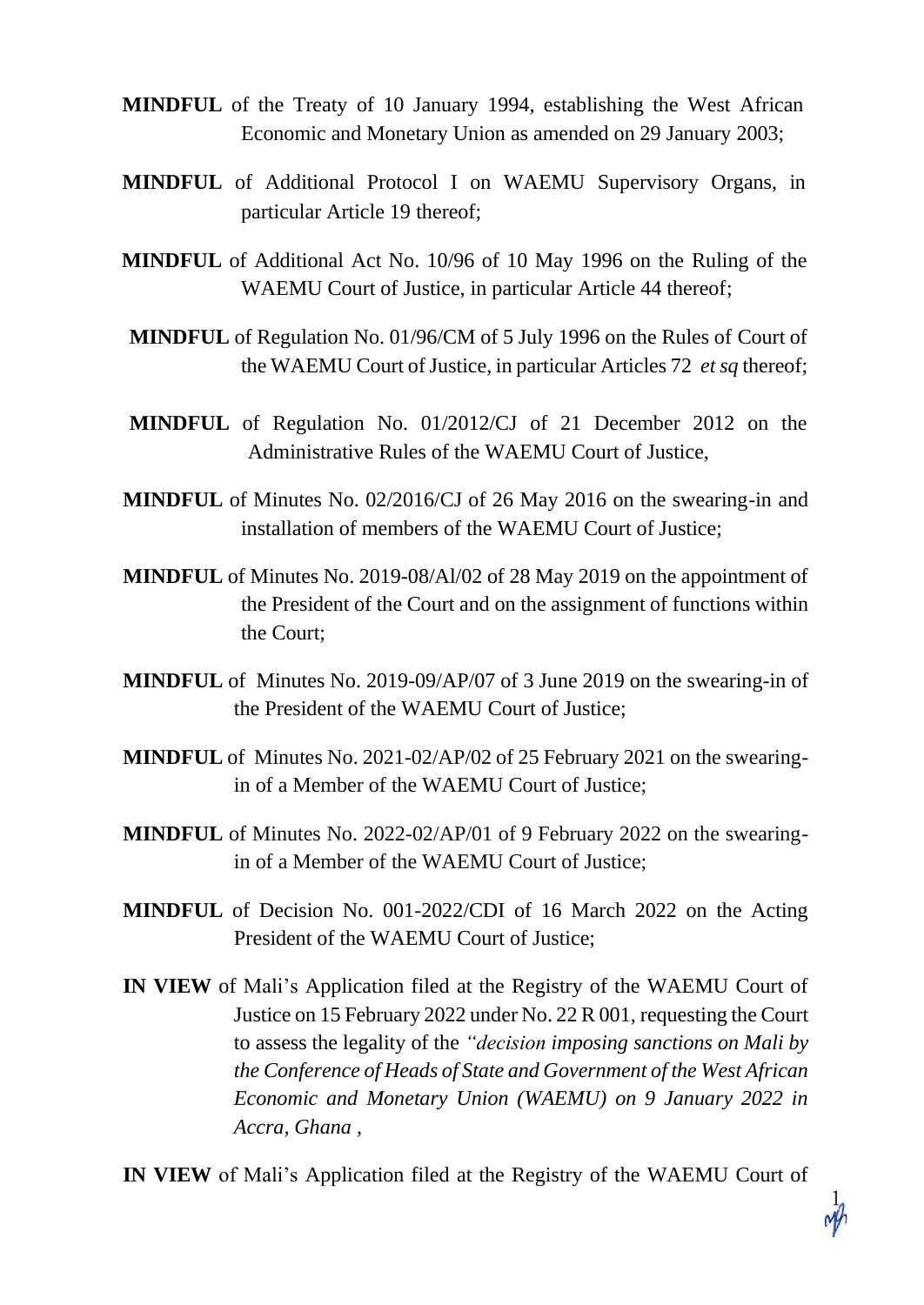**MINDFUL** of the Treaty of 10 January 1994, establishing the West African Economic and Monetary Union as amended on 29 January 2003;

**MINDFUL** of Additional Protocol I on WAEMU Supervisory Organs, in particular Article 19 thereof;

**MINDFUL** of Additional Act No. 10/96 of 10 May 1996 on the Ruling of the WAEMU Court of Justice, in particular Article 44 thereof;

**MINDFUL** of Regulation No. 01/96/CM of 5 July 1996 on the Rules of Court of the WAEMU Court of Justice, in particular Articles 72 *et sq* thereof;

**MINDFUL** of Regulation No. 01/2012/CJ of 21 December 2012 on the Administrative Rules of the WAEMU Court of Justice,

**MINDFUL** of Minutes No. 02/2016/CJ of 26 May 2016 on the swearing-in and installation of members of the WAEMU Court of Justice;

**MINDFUL** of Minutes No. 2019-08/Al/02 of 28 May 2019 on the appointment of the President of the Court and on the assignment of functions within the Court;

**MINDFUL** of Minutes No. 2019-09/AP/07 of 3 June 2019 on the swearing-in of the President of the WAEMU Court of Justice;

**MINDFUL** of Minutes No. 2021-02/AP/02 of 25 February 2021 on the swearing-in of a Member of the WAEMU Court of Justice;

**MINDFUL** of Minutes No. 2022-02/AP/01 of 9 February 2022 on the swearing-in of a Member of the WAEMU Court of Justice;

**MINDFUL** of Decision No. 001-2022/CDI of 16 March 2022 on the Acting President of the WAEMU Court of Justice;

**IN VIEW** of Mali's Application filed at the Registry of the WAEMU Court of Justice on 15 February 2022 under No. 22 R 001, requesting the Court to assess the legality of the *"decision imposing sanctions on Mali by the Conference of Heads of State and Government of the West African Economic and Monetary Union (WAEMU) on 9 January 2022 in Accra, Ghana ,*

**IN VIEW** of Mali's Application filed at the Registry of the WAEMU Court of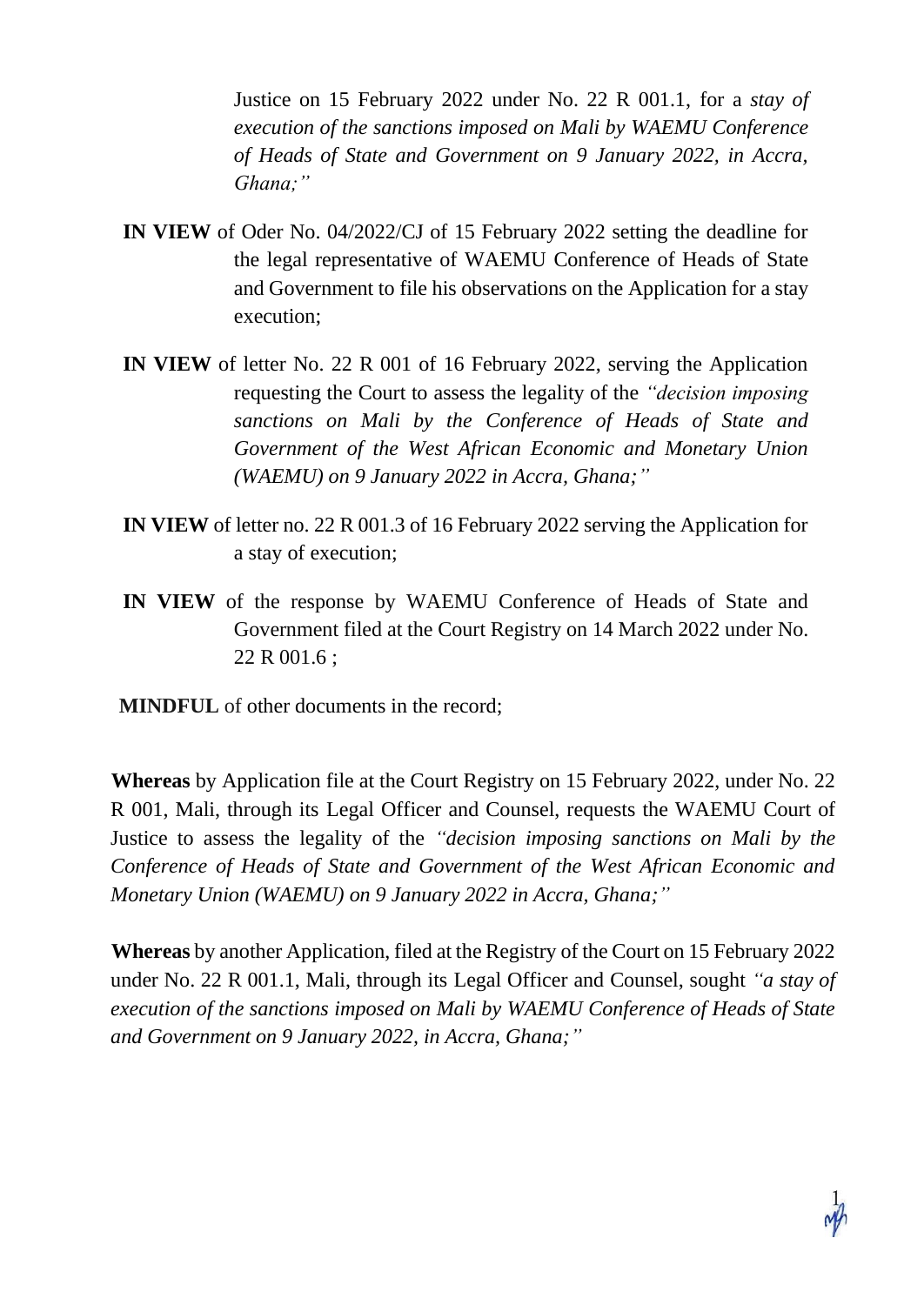Justice on 15 February 2022 under No. 22 R 001.1, for a *stay of execution of the sanctions imposed on Mali by WAEMU Conference of Heads of State and Government on 9 January 2022, in Accra, Ghana;"*

**IN VIEW** of Oder No. 04/2022/CJ of 15 February 2022 setting the deadline for the legal representative of WAEMU Conference of Heads of State and Government to file his observations on the Application for a stay execution;

**IN VIEW** of letter No. 22 R 001 of 16 February 2022, serving the Application requesting the Court to assess the legality of the *"decision imposing sanctions on Mali by the Conference of Heads of State and Government of the West African Economic and Monetary Union (WAEMU) on 9 January 2022 in Accra, Ghana;"*

**IN VIEW** of letter no. 22 R 001.3 of 16 February 2022 serving the Application for a stay of execution;

**IN VIEW** of the response by WAEMU Conference of Heads of State and Government filed at the Court Registry on 14 March 2022 under No. 22 R 001.6 ;

**MINDFUL** of other documents in the record;

**Whereas** by Application file at the Court Registry on 15 February 2022, under No. 22 R 001, Mali, through its Legal Officer and Counsel, requests the WAEMU Court of Justice to assess the legality of the *"decision imposing sanctions on Mali by the Conference of Heads of State and Government of the West African Economic and Monetary Union (WAEMU) on 9 January 2022 in Accra, Ghana;"*

**Whereas** by another Application, filed at the Registry of the Court on 15 February 2022 under No. 22 R 001.1, Mali, through its Legal Officer and Counsel, sought *"a stay of execution of the sanctions imposed on Mali by WAEMU Conference of Heads of State and Government on 9 January 2022, in Accra, Ghana;"*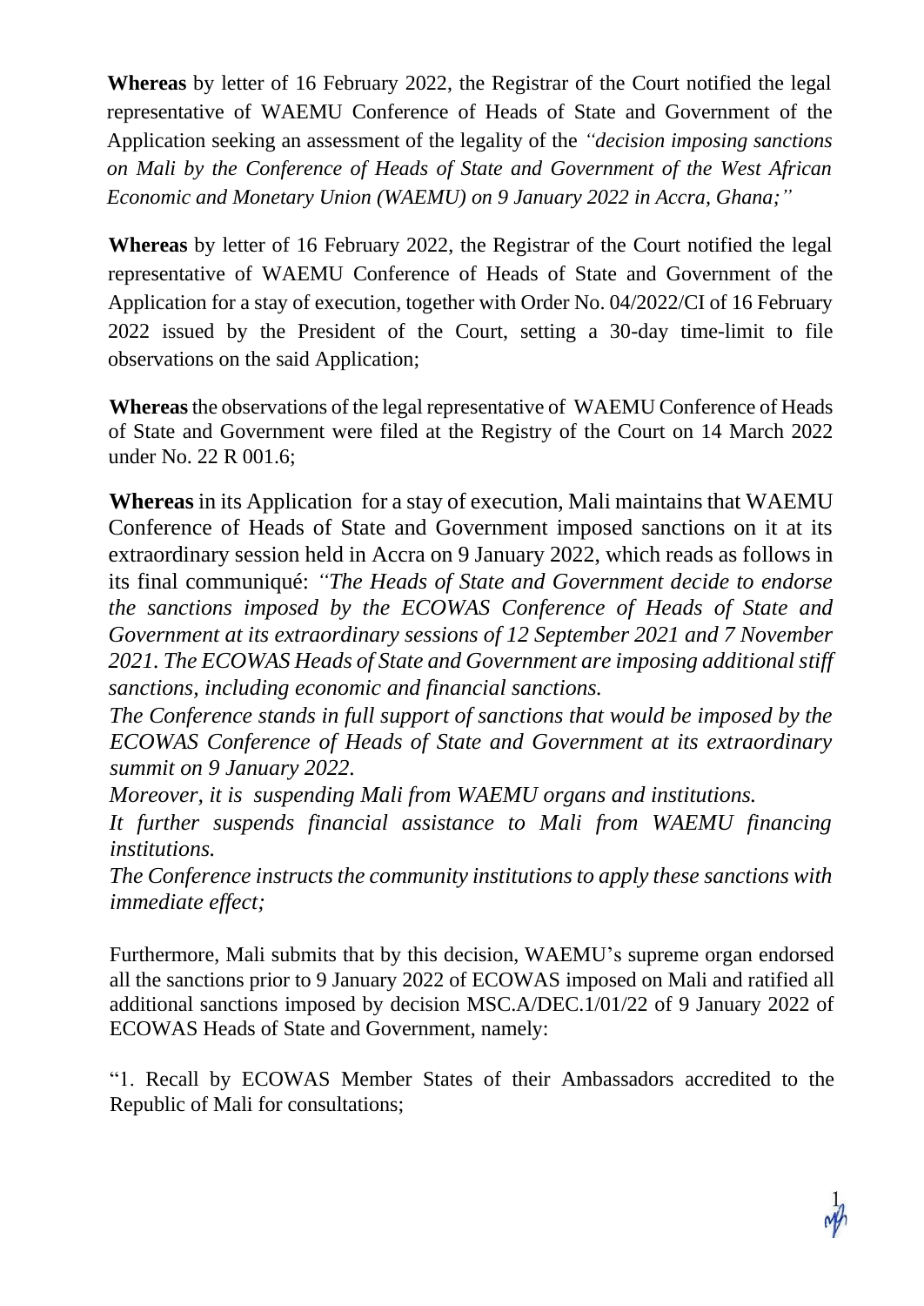**Whereas** by letter of 16 February 2022, the Registrar of the Court notified the legal representative of WAEMU Conference of Heads of State and Government of the Application seeking an assessment of the legality of the *"decision imposing sanctions on Mali by the Conference of Heads of State and Government of the West African Economic and Monetary Union (WAEMU) on 9 January 2022 in Accra, Ghana;"*

**Whereas** by letter of 16 February 2022, the Registrar of the Court notified the legal representative of WAEMU Conference of Heads of State and Government of the Application for a stay of execution, together with Order No. 04/2022/CI of 16 February 2022 issued by the President of the Court, setting a 30-day time-limit to file observations on the said Application;

**Whereas** the observations of the legal representative of WAEMU Conference of Heads of State and Government were filed at the Registry of the Court on 14 March 2022 under No. 22 R 001.6;

**Whereas** in its Application for a stay of execution, Mali maintains that WAEMU Conference of Heads of State and Government imposed sanctions on it at its extraordinary session held in Accra on 9 January 2022, which reads as follows in its final communiqué: *"The Heads of State and Government decide to endorse the sanctions imposed by the ECOWAS Conference of Heads of State and Government at its extraordinary sessions of 12 September 2021 and 7 November 2021. The ECOWAS Heads of State and Government are imposing additional stiff sanctions, including economic and financial sanctions.*

*The Conference stands in full support of sanctions that would be imposed by the ECOWAS Conference of Heads of State and Government at its extraordinary summit on 9 January 2022.*

*Moreover, it is suspending Mali from WAEMU organs and institutions.*

*It further suspends financial assistance to Mali from WAEMU financing institutions.*

*The Conference instructs the community institutions to apply these sanctions with immediate effect;*

Furthermore, Mali submits that by this decision, WAEMU's supreme organ endorsed all the sanctions prior to 9 January 2022 of ECOWAS imposed on Mali and ratified all additional sanctions imposed by decision MSC.A/DEC.1/01/22 of 9 January 2022 of ECOWAS Heads of State and Government, namely:

"1. Recall by ECOWAS Member States of their Ambassadors accredited to the Republic of Mali for consultations;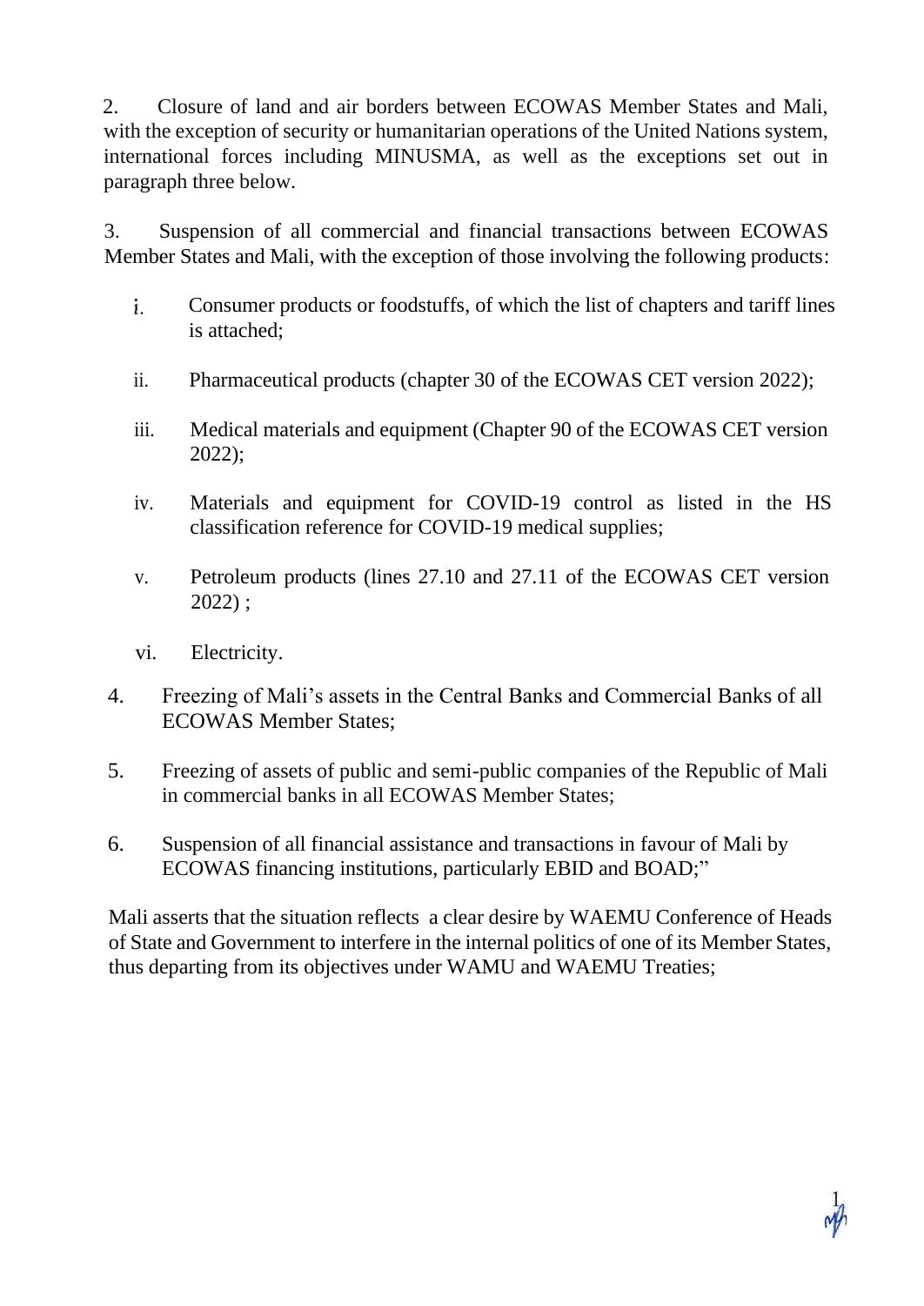2. Closure of land and air borders between ECOWAS Member States and Mali, with the exception of security or humanitarian operations of the United Nations system, international forces including MINUSMA, as well as the exceptions set out in paragraph three below.

3. Suspension of all commercial and financial transactions between ECOWAS Member States and Mali, with the exception of those involving the following products:

   i. Consumer products or foodstuffs, of which the list of chapters and tariff lines is attached;

   ii. Pharmaceutical products (chapter 30 of the ECOWAS CET version 2022);

   iii. Medical materials and equipment (Chapter 90 of the ECOWAS CET version 2022);

   iv. Materials and equipment for COVID-19 control as listed in the HS classification reference for COVID-19 medical supplies;

   v. Petroleum products (lines 27.10 and 27.11 of the ECOWAS CET version 2022) ;

   vi. Electricity.

4. Freezing of Mali's assets in the Central Banks and Commercial Banks of all ECOWAS Member States;

5. Freezing of assets of public and semi-public companies of the Republic of Mali in commercial banks in all ECOWAS Member States;

6. Suspension of all financial assistance and transactions in favour of Mali by ECOWAS financing institutions, particularly EBID and BOAD;"

Mali asserts that the situation reflects a clear desire by WAEMU Conference of Heads of State and Government to interfere in the internal politics of one of its Member States, thus departing from its objectives under WAMU and WAEMU Treaties;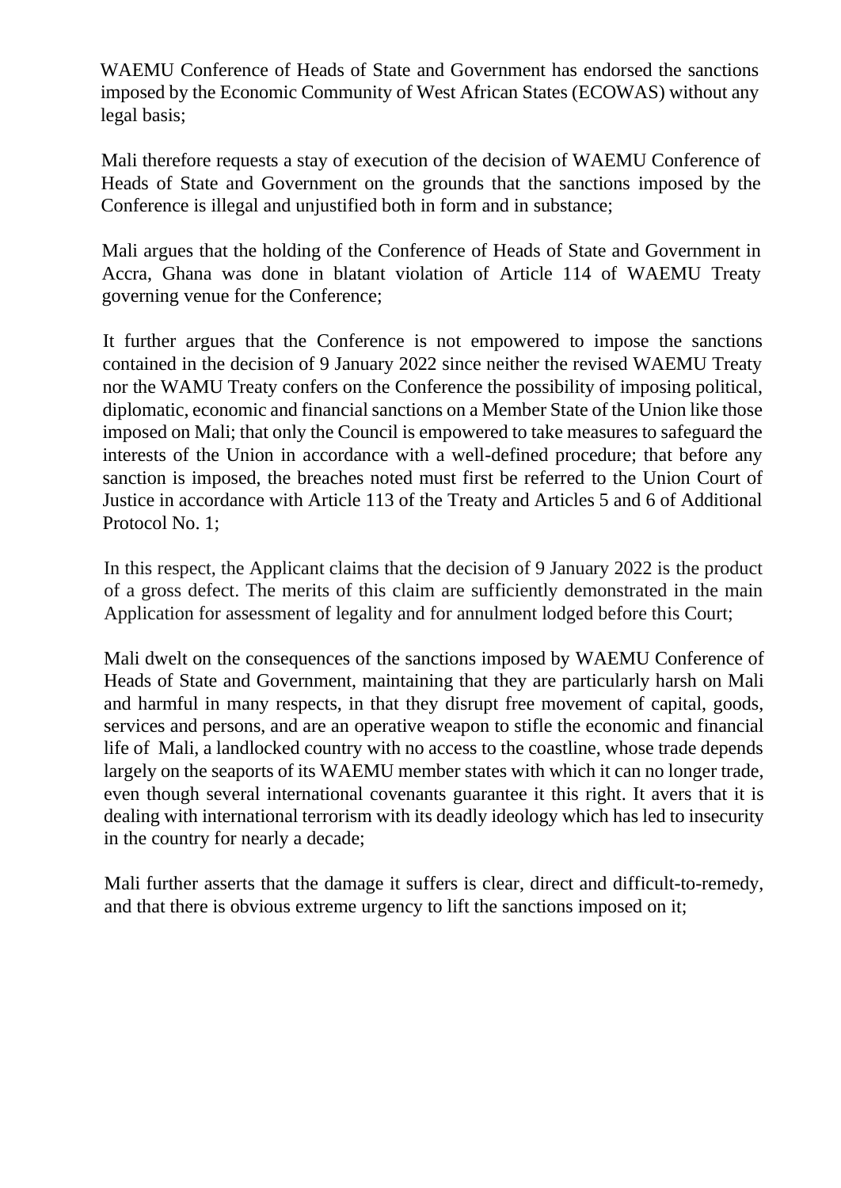WAEMU Conference of Heads of State and Government has endorsed the sanctions imposed by the Economic Community of West African States (ECOWAS) without any legal basis;

Mali therefore requests a stay of execution of the decision of WAEMU Conference of Heads of State and Government on the grounds that the sanctions imposed by the Conference is illegal and unjustified both in form and in substance;

Mali argues that the holding of the Conference of Heads of State and Government in Accra, Ghana was done in blatant violation of Article 114 of WAEMU Treaty governing venue for the Conference;

It further argues that the Conference is not empowered to impose the sanctions contained in the decision of 9 January 2022 since neither the revised WAEMU Treaty nor the WAMU Treaty confers on the Conference the possibility of imposing political, diplomatic, economic and financial sanctions on a Member State of the Union like those imposed on Mali; that only the Council is empowered to take measures to safeguard the interests of the Union in accordance with a well-defined procedure; that before any sanction is imposed, the breaches noted must first be referred to the Union Court of Justice in accordance with Article 113 of the Treaty and Articles 5 and 6 of Additional Protocol No. 1;

In this respect, the Applicant claims that the decision of 9 January 2022 is the product of a gross defect. The merits of this claim are sufficiently demonstrated in the main Application for assessment of legality and for annulment lodged before this Court;

Mali dwelt on the consequences of the sanctions imposed by WAEMU Conference of Heads of State and Government, maintaining that they are particularly harsh on Mali and harmful in many respects, in that they disrupt free movement of capital, goods, services and persons, and are an operative weapon to stifle the economic and financial life of Mali, a landlocked country with no access to the coastline, whose trade depends largely on the seaports of its WAEMU member states with which it can no longer trade, even though several international covenants guarantee it this right. It avers that it is dealing with international terrorism with its deadly ideology which has led to insecurity in the country for nearly a decade;

Mali further asserts that the damage it suffers is clear, direct and difficult-to-remedy, and that there is obvious extreme urgency to lift the sanctions imposed on it;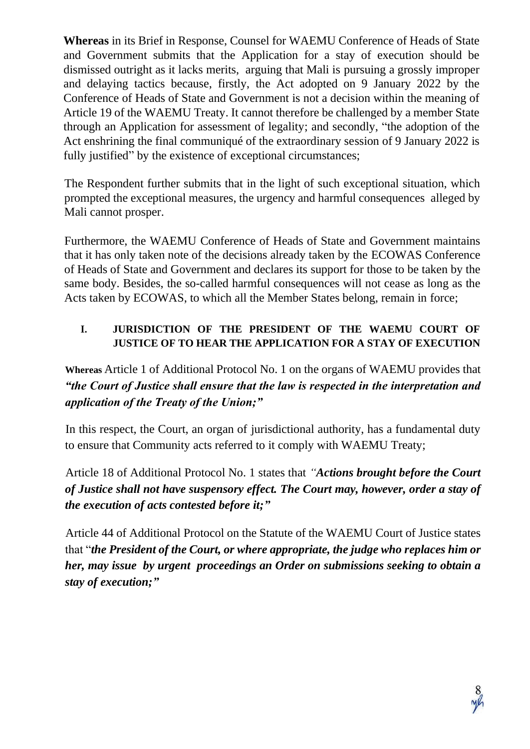**Whereas** in its Brief in Response, Counsel for WAEMU Conference of Heads of State and Government submits that the Application for a stay of execution should be dismissed outright as it lacks merits, arguing that Mali is pursuing a grossly improper and delaying tactics because, firstly, the Act adopted on 9 January 2022 by the Conference of Heads of State and Government is not a decision within the meaning of Article 19 of the WAEMU Treaty. It cannot therefore be challenged by a member State through an Application for assessment of legality; and secondly, "the adoption of the Act enshrining the final communiqué of the extraordinary session of 9 January 2022 is fully justified" by the existence of exceptional circumstances;

The Respondent further submits that in the light of such exceptional situation, which prompted the exceptional measures, the urgency and harmful consequences alleged by Mali cannot prosper.

Furthermore, the WAEMU Conference of Heads of State and Government maintains that it has only taken note of the decisions already taken by the ECOWAS Conference of Heads of State and Government and declares its support for those to be taken by the same body. Besides, the so-called harmful consequences will not cease as long as the Acts taken by ECOWAS, to which all the Member States belong, remain in force;

## I. JURISDICTION OF THE PRESIDENT OF THE WAEMU COURT OF JUSTICE OF TO HEAR THE APPLICATION FOR A STAY OF EXECUTION

**Whereas** Article 1 of Additional Protocol No. 1 on the organs of WAEMU provides that ***"the Court of Justice shall ensure that the law is respected in the interpretation and application of the Treaty of the Union;"***

In this respect, the Court, an organ of jurisdictional authority, has a fundamental duty to ensure that Community acts referred to it comply with WAEMU Treaty;

Article 18 of Additional Protocol No. 1 states that *"**Actions brought before the Court of Justice shall not have suspensory effect. The Court may, however, order a stay of the execution of acts contested before it;"***

Article 44 of Additional Protocol on the Statute of the WAEMU Court of Justice states that "***the President of the Court, or where appropriate, the judge who replaces him or her, may issue by urgent proceedings an Order on submissions seeking to obtain a stay of execution;"***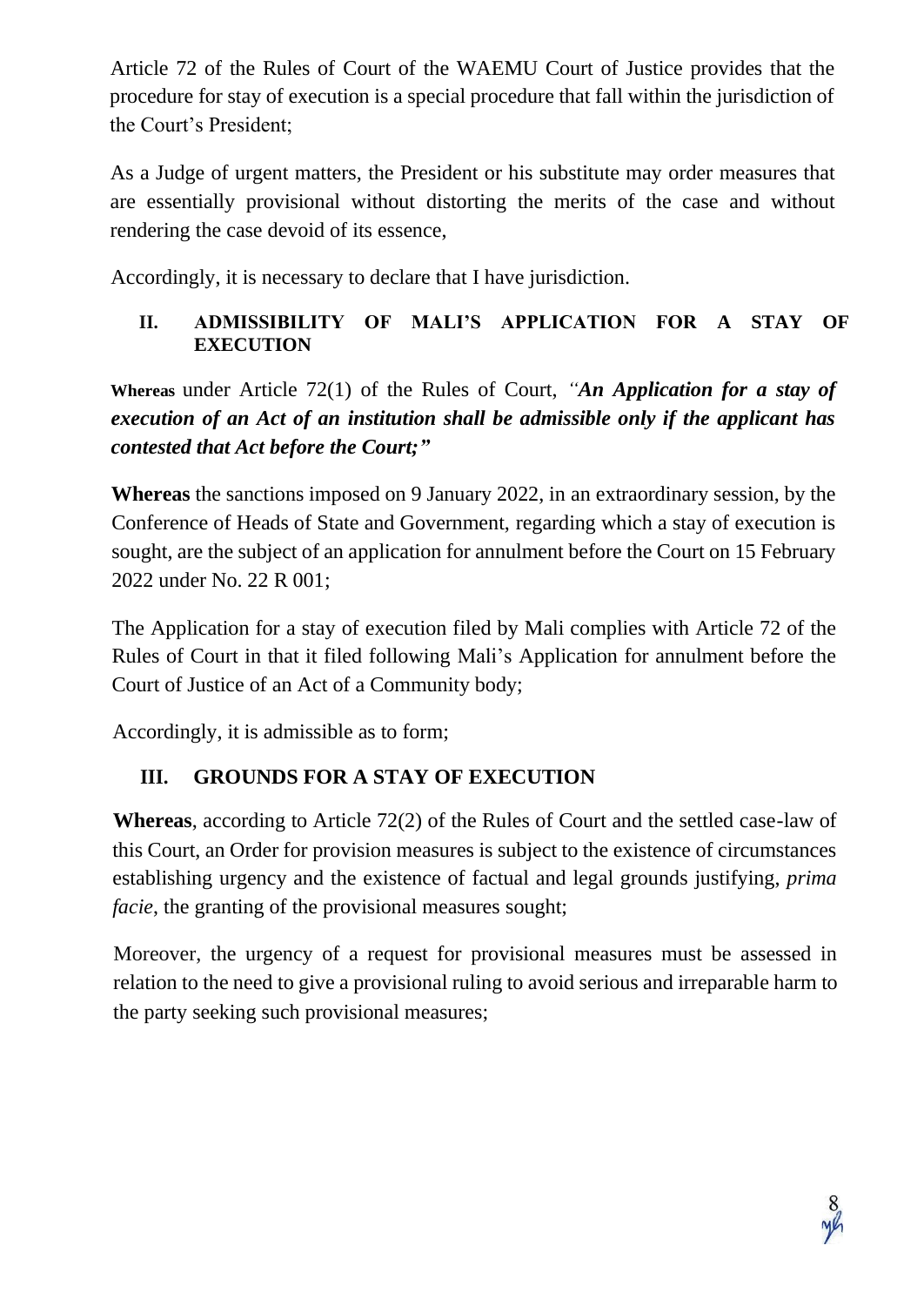Article 72 of the Rules of Court of the WAEMU Court of Justice provides that the procedure for stay of execution is a special procedure that fall within the jurisdiction of the Court's President;

As a Judge of urgent matters, the President or his substitute may order measures that are essentially provisional without distorting the merits of the case and without rendering the case devoid of its essence,

Accordingly, it is necessary to declare that I have jurisdiction.

## II. ADMISSIBILITY OF MALI'S APPLICATION FOR A STAY OF EXECUTION

**Whereas** under Article 72(1) of the Rules of Court, *"**An Application for a stay of execution of an Act of an institution shall be admissible only if the applicant has contested that Act before the Court;**"*

**Whereas** the sanctions imposed on 9 January 2022, in an extraordinary session, by the Conference of Heads of State and Government, regarding which a stay of execution is sought, are the subject of an application for annulment before the Court on 15 February 2022 under No. 22 R 001;

The Application for a stay of execution filed by Mali complies with Article 72 of the Rules of Court in that it filed following Mali's Application for annulment before the Court of Justice of an Act of a Community body;

Accordingly, it is admissible as to form;

## III. GROUNDS FOR A STAY OF EXECUTION

**Whereas**, according to Article 72(2) of the Rules of Court and the settled case-law of this Court, an Order for provision measures is subject to the existence of circumstances establishing urgency and the existence of factual and legal grounds justifying, *prima facie*, the granting of the provisional measures sought;

Moreover, the urgency of a request for provisional measures must be assessed in relation to the need to give a provisional ruling to avoid serious and irreparable harm to the party seeking such provisional measures;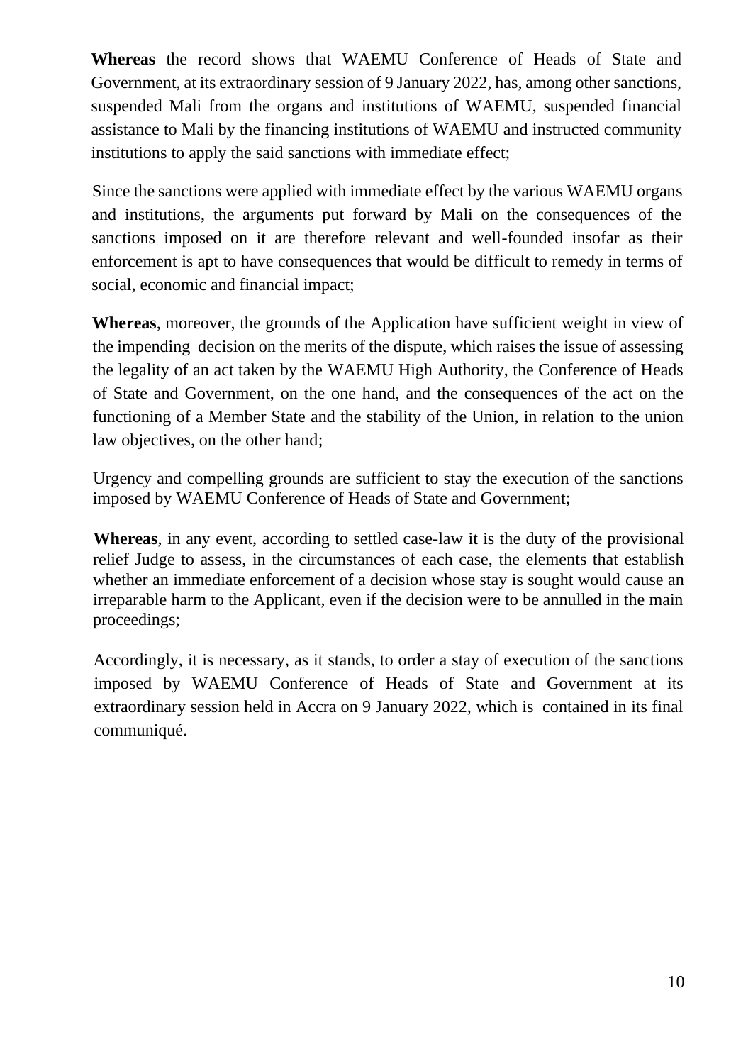**Whereas** the record shows that WAEMU Conference of Heads of State and Government, at its extraordinary session of 9 January 2022, has, among other sanctions, suspended Mali from the organs and institutions of WAEMU, suspended financial assistance to Mali by the financing institutions of WAEMU and instructed community institutions to apply the said sanctions with immediate effect;

Since the sanctions were applied with immediate effect by the various WAEMU organs and institutions, the arguments put forward by Mali on the consequences of the sanctions imposed on it are therefore relevant and well-founded insofar as their enforcement is apt to have consequences that would be difficult to remedy in terms of social, economic and financial impact;

**Whereas**, moreover, the grounds of the Application have sufficient weight in view of the impending decision on the merits of the dispute, which raises the issue of assessing the legality of an act taken by the WAEMU High Authority, the Conference of Heads of State and Government, on the one hand, and the consequences of the act on the functioning of a Member State and the stability of the Union, in relation to the union law objectives, on the other hand;

Urgency and compelling grounds are sufficient to stay the execution of the sanctions imposed by WAEMU Conference of Heads of State and Government;

**Whereas**, in any event, according to settled case-law it is the duty of the provisional relief Judge to assess, in the circumstances of each case, the elements that establish whether an immediate enforcement of a decision whose stay is sought would cause an irreparable harm to the Applicant, even if the decision were to be annulled in the main proceedings;

Accordingly, it is necessary, as it stands, to order a stay of execution of the sanctions imposed by WAEMU Conference of Heads of State and Government at its extraordinary session held in Accra on 9 January 2022, which is contained in its final communiqué.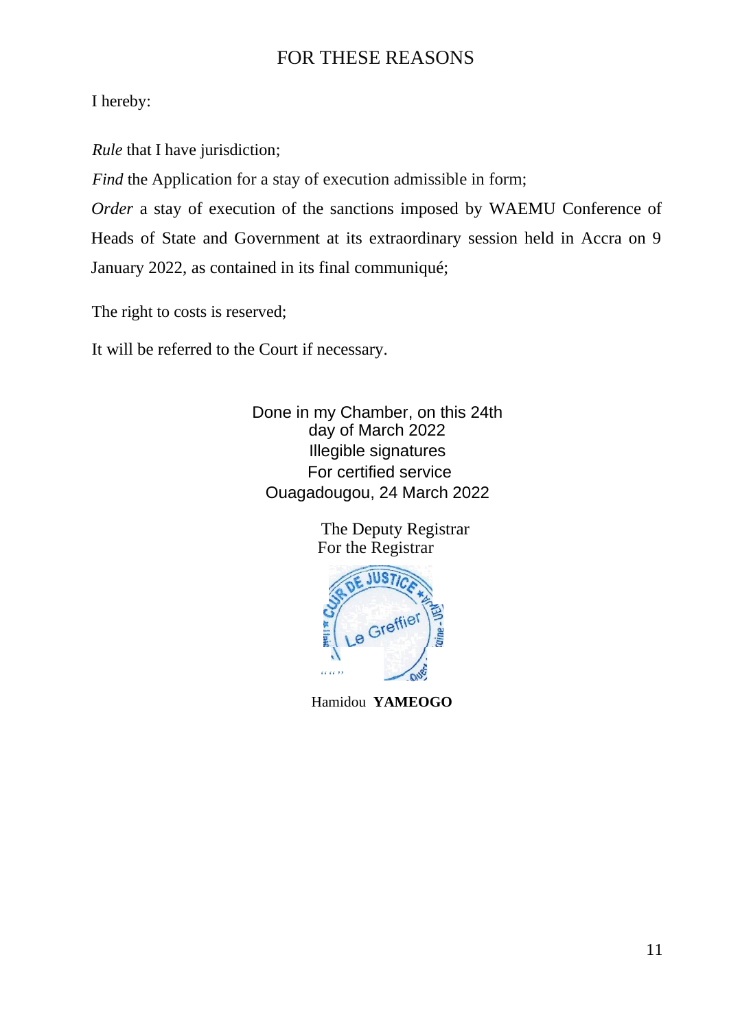## FOR THESE REASONS

I hereby:

*Rule* that I have jurisdiction;

*Find* the Application for a stay of execution admissible in form;

*Order* a stay of execution of the sanctions imposed by WAEMU Conference of Heads of State and Government at its extraordinary session held in Accra on 9 January 2022, as contained in its final communiqué;

The right to costs is reserved;

It will be referred to the Court if necessary.

Done in my Chamber, on this 24th day of March 2022
Illegible signatures
For certified service
Ouagadougou, 24 March 2022

The Deputy Registrar
For the Registrar

Hamidou **YAMEOGO**